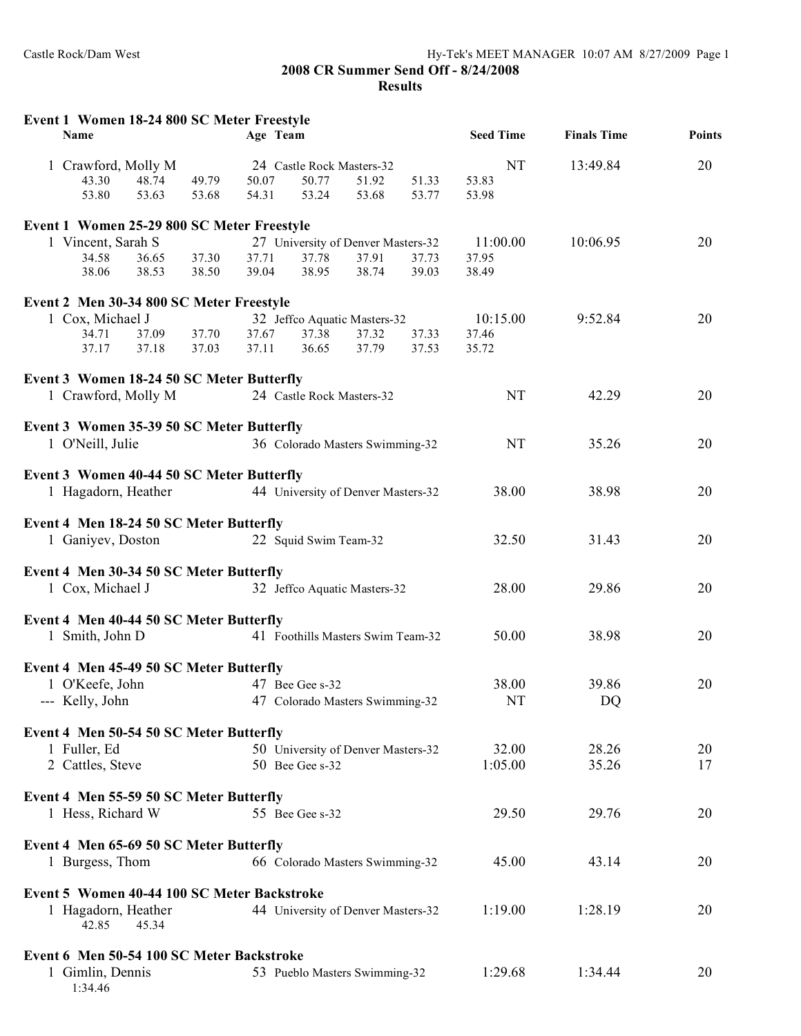## 2008 CR Summer Send Off - 8/24/2008

### Results

**Event 1 Women 18-24 800 SC Meter Freestyle**

| Name | Age | Team | Seed Time | Finals Time | Points |
|---|---|---|---|---|---|
| 1 Crawford, Molly M | 24 | Castle Rock Masters-32 | NT | 13:49.84 | 20 |

Splits: 43.30 48.74 49.79 50.07 50.77 51.92 51.33 53.83 53.80 53.63 53.68 54.31 53.24 53.68 53.77 53.98

**Event 1 Women 25-29 800 SC Meter Freestyle**

| Name | Age | Team | Seed Time | Finals Time | Points |
|---|---|---|---|---|---|
| 1 Vincent, Sarah S | 27 | University of Denver Masters-32 | 11:00.00 | 10:06.95 | 20 |

Splits: 34.58 36.65 37.30 37.71 37.78 37.91 37.73 37.95 38.06 38.53 38.50 39.04 38.95 38.74 39.03 38.49

**Event 2 Men 30-34 800 SC Meter Freestyle**

| Name | Age | Team | Seed Time | Finals Time | Points |
|---|---|---|---|---|---|
| 1 Cox, Michael J | 32 | Jeffco Aquatic Masters-32 | 10:15.00 | 9:52.84 | 20 |

Splits: 34.71 37.09 37.70 37.67 37.38 37.32 37.33 37.46 37.17 37.18 37.03 37.11 36.65 37.79 37.53 35.72

**Event 3 Women 18-24 50 SC Meter Butterfly**

| Name | Age | Team | Seed Time | Finals Time | Points |
|---|---|---|---|---|---|
| 1 Crawford, Molly M | 24 | Castle Rock Masters-32 | NT | 42.29 | 20 |

**Event 3 Women 35-39 50 SC Meter Butterfly**

| Name | Age | Team | Seed Time | Finals Time | Points |
|---|---|---|---|---|---|
| 1 O'Neill, Julie | 36 | Colorado Masters Swimming-32 | NT | 35.26 | 20 |

**Event 3 Women 40-44 50 SC Meter Butterfly**

| Name | Age | Team | Seed Time | Finals Time | Points |
|---|---|---|---|---|---|
| 1 Hagadorn, Heather | 44 | University of Denver Masters-32 | 38.00 | 38.98 | 20 |

**Event 4 Men 18-24 50 SC Meter Butterfly**

| Name | Age | Team | Seed Time | Finals Time | Points |
|---|---|---|---|---|---|
| 1 Ganiyev, Doston | 22 | Squid Swim Team-32 | 32.50 | 31.43 | 20 |

**Event 4 Men 30-34 50 SC Meter Butterfly**

| Name | Age | Team | Seed Time | Finals Time | Points |
|---|---|---|---|---|---|
| 1 Cox, Michael J | 32 | Jeffco Aquatic Masters-32 | 28.00 | 29.86 | 20 |

**Event 4 Men 40-44 50 SC Meter Butterfly**

| Name | Age | Team | Seed Time | Finals Time | Points |
|---|---|---|---|---|---|
| 1 Smith, John D | 41 | Foothills Masters Swim Team-32 | 50.00 | 38.98 | 20 |

**Event 4 Men 45-49 50 SC Meter Butterfly**

| Name | Age | Team | Seed Time | Finals Time | Points |
|---|---|---|---|---|---|
| 1 O'Keefe, John | 47 | Bee Gee s-32 | 38.00 | 39.86 | 20 |
| --- Kelly, John | 47 | Colorado Masters Swimming-32 | NT | DQ | |

**Event 4 Men 50-54 50 SC Meter Butterfly**

| Name | Age | Team | Seed Time | Finals Time | Points |
|---|---|---|---|---|---|
| 1 Fuller, Ed | 50 | University of Denver Masters-32 | 32.00 | 28.26 | 20 |
| 2 Cattles, Steve | 50 | Bee Gee s-32 | 1:05.00 | 35.26 | 17 |

**Event 4 Men 55-59 50 SC Meter Butterfly**

| Name | Age | Team | Seed Time | Finals Time | Points |
|---|---|---|---|---|---|
| 1 Hess, Richard W | 55 | Bee Gee s-32 | 29.50 | 29.76 | 20 |

**Event 4 Men 65-69 50 SC Meter Butterfly**

| Name | Age | Team | Seed Time | Finals Time | Points |
|---|---|---|---|---|---|
| 1 Burgess, Thom | 66 | Colorado Masters Swimming-32 | 45.00 | 43.14 | 20 |

**Event 5 Women 40-44 100 SC Meter Backstroke**

| Name | Age | Team | Seed Time | Finals Time | Points |
|---|---|---|---|---|---|
| 1 Hagadorn, Heather | 44 | University of Denver Masters-32 | 1:19.00 | 1:28.19 | 20 |

Splits: 42.85 45.34

**Event 6 Men 50-54 100 SC Meter Backstroke**

| Name | Age | Team | Seed Time | Finals Time | Points |
|---|---|---|---|---|---|
| 1 Gimlin, Dennis | 53 | Pueblo Masters Swimming-32 | 1:29.68 | 1:34.44 | 20 |

Splits: 1:34.46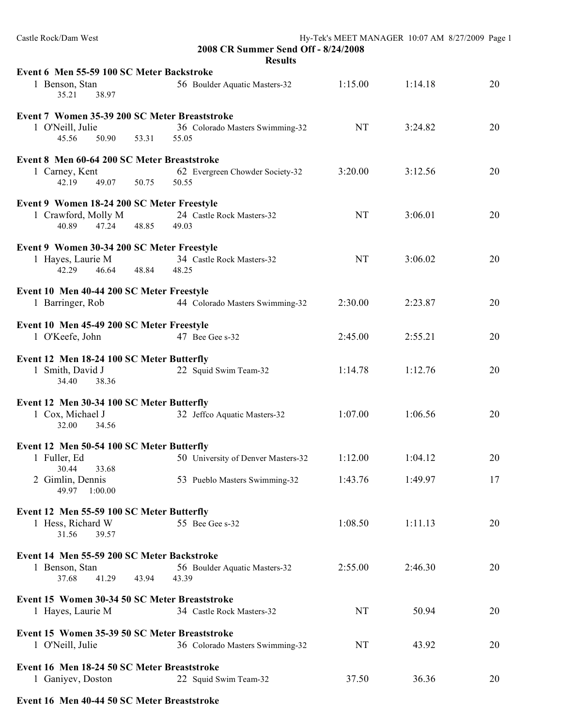## 2008 CR Summer Send Off - 8/24/2008

### Results

**Event 6 Men 55-59 100 SC Meter Backstroke**

1 Benson, Stan — 56 Boulder Aquatic Masters-32 — 1:15.00 — 1:14.18 — 20
35.21 38.97

**Event 7 Women 35-39 200 SC Meter Breaststroke**

1 O'Neill, Julie — 36 Colorado Masters Swimming-32 — NT — 3:24.82 — 20
45.56 50.90 53.31 55.05

**Event 8 Men 60-64 200 SC Meter Breaststroke**

1 Carney, Kent — 62 Evergreen Chowder Society-32 — 3:20.00 — 3:12.56 — 20
42.19 49.07 50.75 50.55

**Event 9 Women 18-24 200 SC Meter Freestyle**

1 Crawford, Molly M — 24 Castle Rock Masters-32 — NT — 3:06.01 — 20
40.89 47.24 48.85 49.03

**Event 9 Women 30-34 200 SC Meter Freestyle**

1 Hayes, Laurie M — 34 Castle Rock Masters-32 — NT — 3:06.02 — 20
42.29 46.64 48.84 48.25

**Event 10 Men 40-44 200 SC Meter Freestyle**

1 Barringer, Rob — 44 Colorado Masters Swimming-32 — 2:30.00 — 2:23.87 — 20

**Event 10 Men 45-49 200 SC Meter Freestyle**

1 O'Keefe, John — 47 Bee Gee s-32 — 2:45.00 — 2:55.21 — 20

**Event 12 Men 18-24 100 SC Meter Butterfly**

1 Smith, David J — 22 Squid Swim Team-32 — 1:14.78 — 1:12.76 — 20
34.40 38.36

**Event 12 Men 30-34 100 SC Meter Butterfly**

1 Cox, Michael J — 32 Jeffco Aquatic Masters-32 — 1:07.00 — 1:06.56 — 20
32.00 34.56

**Event 12 Men 50-54 100 SC Meter Butterfly**

1 Fuller, Ed — 50 University of Denver Masters-32 — 1:12.00 — 1:04.12 — 20
30.44 33.68

2 Gimlin, Dennis — 53 Pueblo Masters Swimming-32 — 1:43.76 — 1:49.97 — 17
49.97 1:00.00

**Event 12 Men 55-59 100 SC Meter Butterfly**

1 Hess, Richard W — 55 Bee Gee s-32 — 1:08.50 — 1:11.13 — 20
31.56 39.57

**Event 14 Men 55-59 200 SC Meter Backstroke**

1 Benson, Stan — 56 Boulder Aquatic Masters-32 — 2:55.00 — 2:46.30 — 20
37.68 41.29 43.94 43.39

**Event 15 Women 30-34 50 SC Meter Breaststroke**

1 Hayes, Laurie M — 34 Castle Rock Masters-32 — NT — 50.94 — 20

**Event 15 Women 35-39 50 SC Meter Breaststroke**

1 O'Neill, Julie — 36 Colorado Masters Swimming-32 — NT — 43.92 — 20

**Event 16 Men 18-24 50 SC Meter Breaststroke**

1 Ganiyev, Doston — 22 Squid Swim Team-32 — 37.50 — 36.36 — 20

**Event 16 Men 40-44 50 SC Meter Breaststroke**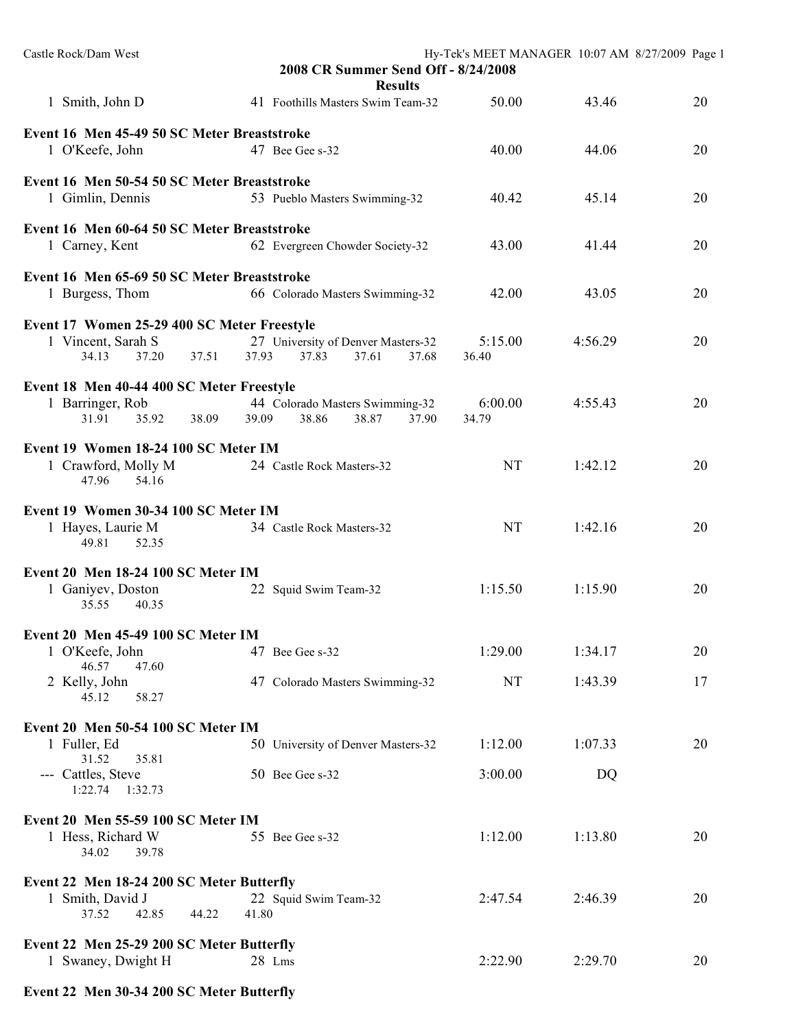## 2008 CR Summer Send Off - 8/24/2008

### Results

| | Name | Age | Team | Seed Time | Finals Time | Points |
|---|---|---|---|---|---|---|
| 1 | Smith, John D | 41 | Foothills Masters Swim Team-32 | 50.00 | 43.46 | 20 |

**Event 16 Men 45-49 50 SC Meter Breaststroke**

| | Name | Age | Team | Seed Time | Finals Time | Points |
|---|---|---|---|---|---|---|
| 1 | O'Keefe, John | 47 | Bee Gee s-32 | 40.00 | 44.06 | 20 |

**Event 16 Men 50-54 50 SC Meter Breaststroke**

| | Name | Age | Team | Seed Time | Finals Time | Points |
|---|---|---|---|---|---|---|
| 1 | Gimlin, Dennis | 53 | Pueblo Masters Swimming-32 | 40.42 | 45.14 | 20 |

**Event 16 Men 60-64 50 SC Meter Breaststroke**

| | Name | Age | Team | Seed Time | Finals Time | Points |
|---|---|---|---|---|---|---|
| 1 | Carney, Kent | 62 | Evergreen Chowder Society-32 | 43.00 | 41.44 | 20 |

**Event 16 Men 65-69 50 SC Meter Breaststroke**

| | Name | Age | Team | Seed Time | Finals Time | Points |
|---|---|---|---|---|---|---|
| 1 | Burgess, Thom | 66 | Colorado Masters Swimming-32 | 42.00 | 43.05 | 20 |

**Event 17 Women 25-29 400 SC Meter Freestyle**

| | Name | Age | Team | Seed Time | Finals Time | Points |
|---|---|---|---|---|---|---|
| 1 | Vincent, Sarah S | 27 | University of Denver Masters-32 | 5:15.00 | 4:56.29 | 20 |

Splits: 34.13 37.20 37.51 37.93 37.83 37.61 37.68 36.40

**Event 18 Men 40-44 400 SC Meter Freestyle**

| | Name | Age | Team | Seed Time | Finals Time | Points |
|---|---|---|---|---|---|---|
| 1 | Barringer, Rob | 44 | Colorado Masters Swimming-32 | 6:00.00 | 4:55.43 | 20 |

Splits: 31.91 35.92 38.09 39.09 38.86 38.87 37.90 34.79

**Event 19 Women 18-24 100 SC Meter IM**

| | Name | Age | Team | Seed Time | Finals Time | Points |
|---|---|---|---|---|---|---|
| 1 | Crawford, Molly M | 24 | Castle Rock Masters-32 | NT | 1:42.12 | 20 |

Splits: 47.96 54.16

**Event 19 Women 30-34 100 SC Meter IM**

| | Name | Age | Team | Seed Time | Finals Time | Points |
|---|---|---|---|---|---|---|
| 1 | Hayes, Laurie M | 34 | Castle Rock Masters-32 | NT | 1:42.16 | 20 |

Splits: 49.81 52.35

**Event 20 Men 18-24 100 SC Meter IM**

| | Name | Age | Team | Seed Time | Finals Time | Points |
|---|---|---|---|---|---|---|
| 1 | Ganiyev, Doston | 22 | Squid Swim Team-32 | 1:15.50 | 1:15.90 | 20 |

Splits: 35.55 40.35

**Event 20 Men 45-49 100 SC Meter IM**

| | Name | Age | Team | Seed Time | Finals Time | Points |
|---|---|---|---|---|---|---|
| 1 | O'Keefe, John | 47 | Bee Gee s-32 | 1:29.00 | 1:34.17 | 20 |
| | 46.57 47.60 | | | | | |
| 2 | Kelly, John | 47 | Colorado Masters Swimming-32 | NT | 1:43.39 | 17 |
| | 45.12 58.27 | | | | | |

**Event 20 Men 50-54 100 SC Meter IM**

| | Name | Age | Team | Seed Time | Finals Time | Points |
|---|---|---|---|---|---|---|
| 1 | Fuller, Ed | 50 | University of Denver Masters-32 | 1:12.00 | 1:07.33 | 20 |
| | 31.52 35.81 | | | | | |
| --- | Cattles, Steve | 50 | Bee Gee s-32 | 3:00.00 | DQ | |
| | 1:22.74 1:32.73 | | | | | |

**Event 20 Men 55-59 100 SC Meter IM**

| | Name | Age | Team | Seed Time | Finals Time | Points |
|---|---|---|---|---|---|---|
| 1 | Hess, Richard W | 55 | Bee Gee s-32 | 1:12.00 | 1:13.80 | 20 |

Splits: 34.02 39.78

**Event 22 Men 18-24 200 SC Meter Butterfly**

| | Name | Age | Team | Seed Time | Finals Time | Points |
|---|---|---|---|---|---|---|
| 1 | Smith, David J | 22 | Squid Swim Team-32 | 2:47.54 | 2:46.39 | 20 |

Splits: 37.52 42.85 44.22 41.80

**Event 22 Men 25-29 200 SC Meter Butterfly**

| | Name | Age | Team | Seed Time | Finals Time | Points |
|---|---|---|---|---|---|---|
| 1 | Swaney, Dwight H | 28 | Lms | 2:22.90 | 2:29.70 | 20 |

**Event 22 Men 30-34 200 SC Meter Butterfly**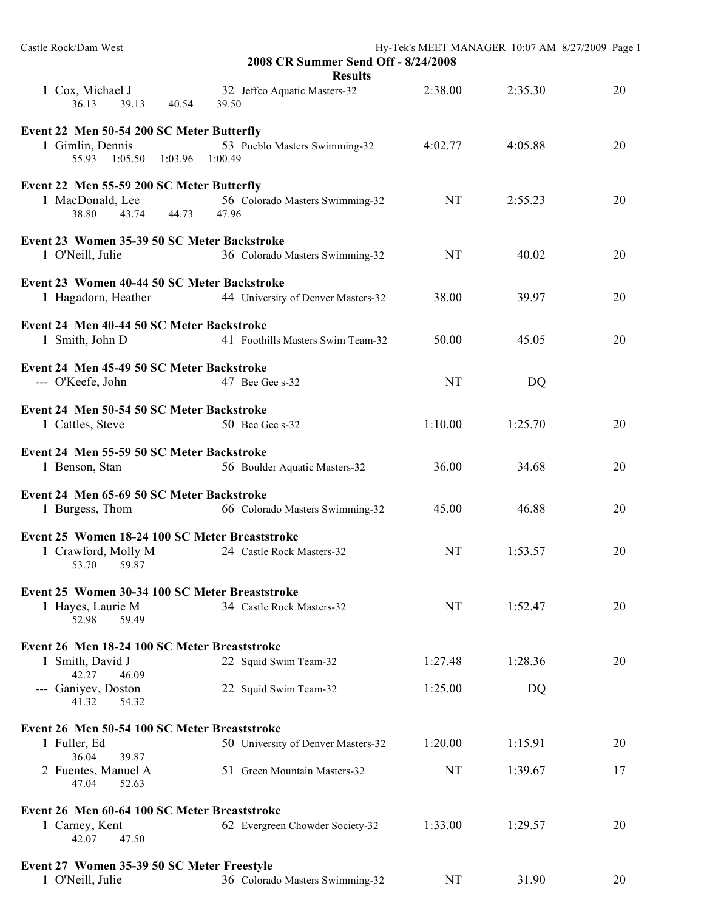## 2008 CR Summer Send Off - 8/24/2008

### Results

| Place | Name | Age | Team | Seed Time | Finals Time | Points |
|---|---|---|---|---|---|---|
| 1 | Cox, Michael J | 32 | Jeffco Aquatic Masters-32 | 2:38.00 | 2:35.30 | 20 |
| | 36.13 39.13 40.54 39.50 | | | | | |

**Event 22 Men 50-54 200 SC Meter Butterfly**

| Place | Name | Age | Team | Seed Time | Finals Time | Points |
|---|---|---|---|---|---|---|
| 1 | Gimlin, Dennis | 53 | Pueblo Masters Swimming-32 | 4:02.77 | 4:05.88 | 20 |
| | 55.93 1:05.50 1:03.96 1:00.49 | | | | | |

**Event 22 Men 55-59 200 SC Meter Butterfly**

| Place | Name | Age | Team | Seed Time | Finals Time | Points |
|---|---|---|---|---|---|---|
| 1 | MacDonald, Lee | 56 | Colorado Masters Swimming-32 | NT | 2:55.23 | 20 |
| | 38.80 43.74 44.73 47.96 | | | | | |

**Event 23 Women 35-39 50 SC Meter Backstroke**

| Place | Name | Age | Team | Seed Time | Finals Time | Points |
|---|---|---|---|---|---|---|
| 1 | O'Neill, Julie | 36 | Colorado Masters Swimming-32 | NT | 40.02 | 20 |

**Event 23 Women 40-44 50 SC Meter Backstroke**

| Place | Name | Age | Team | Seed Time | Finals Time | Points |
|---|---|---|---|---|---|---|
| 1 | Hagadorn, Heather | 44 | University of Denver Masters-32 | 38.00 | 39.97 | 20 |

**Event 24 Men 40-44 50 SC Meter Backstroke**

| Place | Name | Age | Team | Seed Time | Finals Time | Points |
|---|---|---|---|---|---|---|
| 1 | Smith, John D | 41 | Foothills Masters Swim Team-32 | 50.00 | 45.05 | 20 |

**Event 24 Men 45-49 50 SC Meter Backstroke**

| Place | Name | Age | Team | Seed Time | Finals Time | Points |
|---|---|---|---|---|---|---|
| --- | O'Keefe, John | 47 | Bee Gee s-32 | NT | DQ | |

**Event 24 Men 50-54 50 SC Meter Backstroke**

| Place | Name | Age | Team | Seed Time | Finals Time | Points |
|---|---|---|---|---|---|---|
| 1 | Cattles, Steve | 50 | Bee Gee s-32 | 1:10.00 | 1:25.70 | 20 |

**Event 24 Men 55-59 50 SC Meter Backstroke**

| Place | Name | Age | Team | Seed Time | Finals Time | Points |
|---|---|---|---|---|---|---|
| 1 | Benson, Stan | 56 | Boulder Aquatic Masters-32 | 36.00 | 34.68 | 20 |

**Event 24 Men 65-69 50 SC Meter Backstroke**

| Place | Name | Age | Team | Seed Time | Finals Time | Points |
|---|---|---|---|---|---|---|
| 1 | Burgess, Thom | 66 | Colorado Masters Swimming-32 | 45.00 | 46.88 | 20 |

**Event 25 Women 18-24 100 SC Meter Breaststroke**

| Place | Name | Age | Team | Seed Time | Finals Time | Points |
|---|---|---|---|---|---|---|
| 1 | Crawford, Molly M | 24 | Castle Rock Masters-32 | NT | 1:53.57 | 20 |
| | 53.70 59.87 | | | | | |

**Event 25 Women 30-34 100 SC Meter Breaststroke**

| Place | Name | Age | Team | Seed Time | Finals Time | Points |
|---|---|---|---|---|---|---|
| 1 | Hayes, Laurie M | 34 | Castle Rock Masters-32 | NT | 1:52.47 | 20 |
| | 52.98 59.49 | | | | | |

**Event 26 Men 18-24 100 SC Meter Breaststroke**

| Place | Name | Age | Team | Seed Time | Finals Time | Points |
|---|---|---|---|---|---|---|
| 1 | Smith, David J | 22 | Squid Swim Team-32 | 1:27.48 | 1:28.36 | 20 |
| | 42.27 46.09 | | | | | |
| --- | Ganiyev, Doston | 22 | Squid Swim Team-32 | 1:25.00 | DQ | |
| | 41.32 54.32 | | | | | |

**Event 26 Men 50-54 100 SC Meter Breaststroke**

| Place | Name | Age | Team | Seed Time | Finals Time | Points |
|---|---|---|---|---|---|---|
| 1 | Fuller, Ed | 50 | University of Denver Masters-32 | 1:20.00 | 1:15.91 | 20 |
| | 36.04 39.87 | | | | | |
| 2 | Fuentes, Manuel A | 51 | Green Mountain Masters-32 | NT | 1:39.67 | 17 |
| | 47.04 52.63 | | | | | |

**Event 26 Men 60-64 100 SC Meter Breaststroke**

| Place | Name | Age | Team | Seed Time | Finals Time | Points |
|---|---|---|---|---|---|---|
| 1 | Carney, Kent | 62 | Evergreen Chowder Society-32 | 1:33.00 | 1:29.57 | 20 |
| | 42.07 47.50 | | | | | |

**Event 27 Women 35-39 50 SC Meter Freestyle**

| Place | Name | Age | Team | Seed Time | Finals Time | Points |
|---|---|---|---|---|---|---|
| 1 | O'Neill, Julie | 36 | Colorado Masters Swimming-32 | NT | 31.90 | 20 |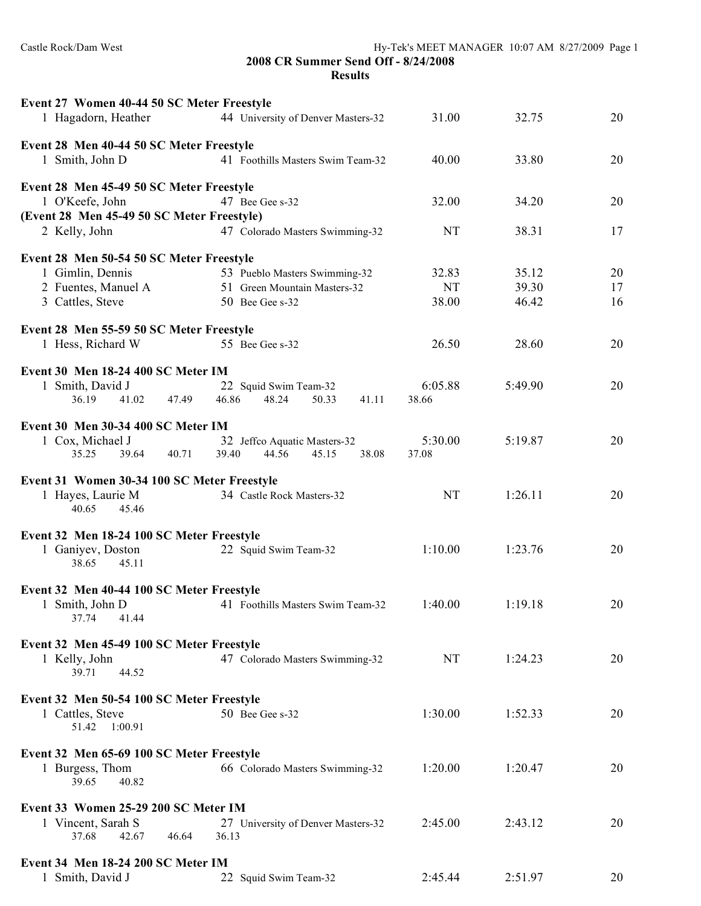**2008 CR Summer Send Off - 8/24/2008**
**Results**

**Event 27 Women 40-44 50 SC Meter Freestyle**

| Place | Name | Age | Team | Seed Time | Finals Time | Points |
|---|---|---|---|---|---|---|
| 1 | Hagadorn, Heather | 44 | University of Denver Masters-32 | 31.00 | 32.75 | 20 |

**Event 28 Men 40-44 50 SC Meter Freestyle**

| Place | Name | Age | Team | Seed Time | Finals Time | Points |
|---|---|---|---|---|---|---|
| 1 | Smith, John D | 41 | Foothills Masters Swim Team-32 | 40.00 | 33.80 | 20 |

**Event 28 Men 45-49 50 SC Meter Freestyle**

| Place | Name | Age | Team | Seed Time | Finals Time | Points |
|---|---|---|---|---|---|---|
| 1 | O'Keefe, John | 47 | Bee Gee s-32 | 32.00 | 34.20 | 20 |

**(Event 28 Men 45-49 50 SC Meter Freestyle)**

| Place | Name | Age | Team | Seed Time | Finals Time | Points |
|---|---|---|---|---|---|---|
| 2 | Kelly, John | 47 | Colorado Masters Swimming-32 | NT | 38.31 | 17 |

**Event 28 Men 50-54 50 SC Meter Freestyle**

| Place | Name | Age | Team | Seed Time | Finals Time | Points |
|---|---|---|---|---|---|---|
| 1 | Gimlin, Dennis | 53 | Pueblo Masters Swimming-32 | 32.83 | 35.12 | 20 |
| 2 | Fuentes, Manuel A | 51 | Green Mountain Masters-32 | NT | 39.30 | 17 |
| 3 | Cattles, Steve | 50 | Bee Gee s-32 | 38.00 | 46.42 | 16 |

**Event 28 Men 55-59 50 SC Meter Freestyle**

| Place | Name | Age | Team | Seed Time | Finals Time | Points |
|---|---|---|---|---|---|---|
| 1 | Hess, Richard W | 55 | Bee Gee s-32 | 26.50 | 28.60 | 20 |

**Event 30 Men 18-24 400 SC Meter IM**

| Place | Name | Age | Team | Seed Time | Finals Time | Points |
|---|---|---|---|---|---|---|
| 1 | Smith, David J | 22 | Squid Swim Team-32 | 6:05.88 | 5:49.90 | 20 |

Splits: 36.19 41.02 47.49 46.86 48.24 50.33 41.11 38.66

**Event 30 Men 30-34 400 SC Meter IM**

| Place | Name | Age | Team | Seed Time | Finals Time | Points |
|---|---|---|---|---|---|---|
| 1 | Cox, Michael J | 32 | Jeffco Aquatic Masters-32 | 5:30.00 | 5:19.87 | 20 |

Splits: 35.25 39.64 40.71 39.40 44.56 45.15 38.08 37.08

**Event 31 Women 30-34 100 SC Meter Freestyle**

| Place | Name | Age | Team | Seed Time | Finals Time | Points |
|---|---|---|---|---|---|---|
| 1 | Hayes, Laurie M | 34 | Castle Rock Masters-32 | NT | 1:26.11 | 20 |

Splits: 40.65 45.46

**Event 32 Men 18-24 100 SC Meter Freestyle**

| Place | Name | Age | Team | Seed Time | Finals Time | Points |
|---|---|---|---|---|---|---|
| 1 | Ganiyev, Doston | 22 | Squid Swim Team-32 | 1:10.00 | 1:23.76 | 20 |

Splits: 38.65 45.11

**Event 32 Men 40-44 100 SC Meter Freestyle**

| Place | Name | Age | Team | Seed Time | Finals Time | Points |
|---|---|---|---|---|---|---|
| 1 | Smith, John D | 41 | Foothills Masters Swim Team-32 | 1:40.00 | 1:19.18 | 20 |

Splits: 37.74 41.44

**Event 32 Men 45-49 100 SC Meter Freestyle**

| Place | Name | Age | Team | Seed Time | Finals Time | Points |
|---|---|---|---|---|---|---|
| 1 | Kelly, John | 47 | Colorado Masters Swimming-32 | NT | 1:24.23 | 20 |

Splits: 39.71 44.52

**Event 32 Men 50-54 100 SC Meter Freestyle**

| Place | Name | Age | Team | Seed Time | Finals Time | Points |
|---|---|---|---|---|---|---|
| 1 | Cattles, Steve | 50 | Bee Gee s-32 | 1:30.00 | 1:52.33 | 20 |

Splits: 51.42 1:00.91

**Event 32 Men 65-69 100 SC Meter Freestyle**

| Place | Name | Age | Team | Seed Time | Finals Time | Points |
|---|---|---|---|---|---|---|
| 1 | Burgess, Thom | 66 | Colorado Masters Swimming-32 | 1:20.00 | 1:20.47 | 20 |

Splits: 39.65 40.82

**Event 33 Women 25-29 200 SC Meter IM**

| Place | Name | Age | Team | Seed Time | Finals Time | Points |
|---|---|---|---|---|---|---|
| 1 | Vincent, Sarah S | 27 | University of Denver Masters-32 | 2:45.00 | 2:43.12 | 20 |

Splits: 37.68 42.67 46.64 36.13

**Event 34 Men 18-24 200 SC Meter IM**

| Place | Name | Age | Team | Seed Time | Finals Time | Points |
|---|---|---|---|---|---|---|
| 1 | Smith, David J | 22 | Squid Swim Team-32 | 2:45.44 | 2:51.97 | 20 |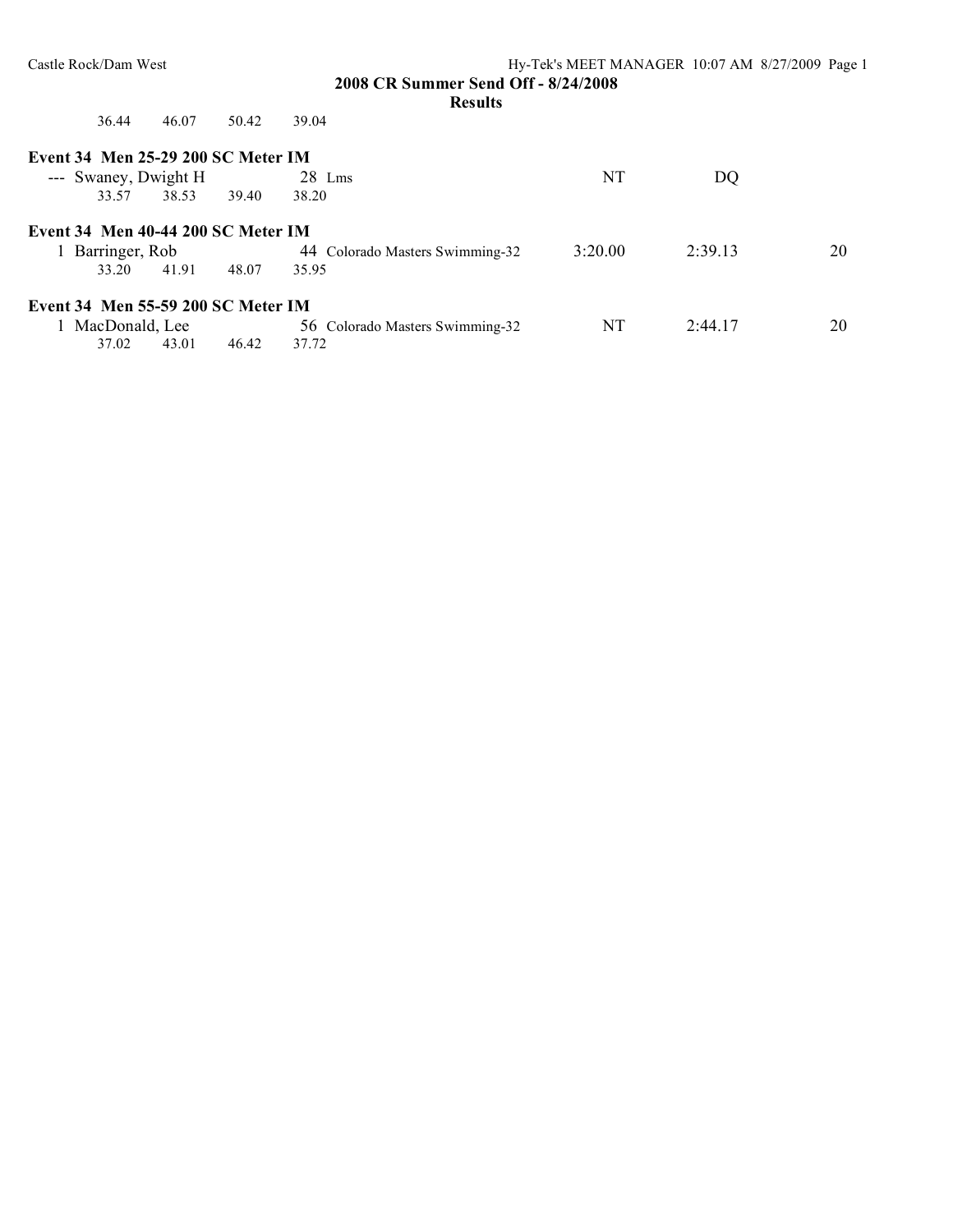## 2008 CR Summer Send Off - 8/24/2008

### Results

36.44 46.07 50.42 39.04

**Event 34 Men 25-29 200 SC Meter IM**

| | | | | | | |
|---|---|---|---|---|---|---|
| --- | Swaney, Dwight H | 28 | Lms | NT | DQ | |
| | 33.57 38.53 39.40 38.20 | | | | | |

**Event 34 Men 40-44 200 SC Meter IM**

| | | | | | | |
|---|---|---|---|---|---|---|
| 1 | Barringer, Rob | 44 | Colorado Masters Swimming-32 | 3:20.00 | 2:39.13 | 20 |
| | 33.20 41.91 48.07 35.95 | | | | | |

**Event 34 Men 55-59 200 SC Meter IM**

| | | | | | | |
|---|---|---|---|---|---|---|
| 1 | MacDonald, Lee | 56 | Colorado Masters Swimming-32 | NT | 2:44.17 | 20 |
| | 37.02 43.01 46.42 37.72 | | | | | |